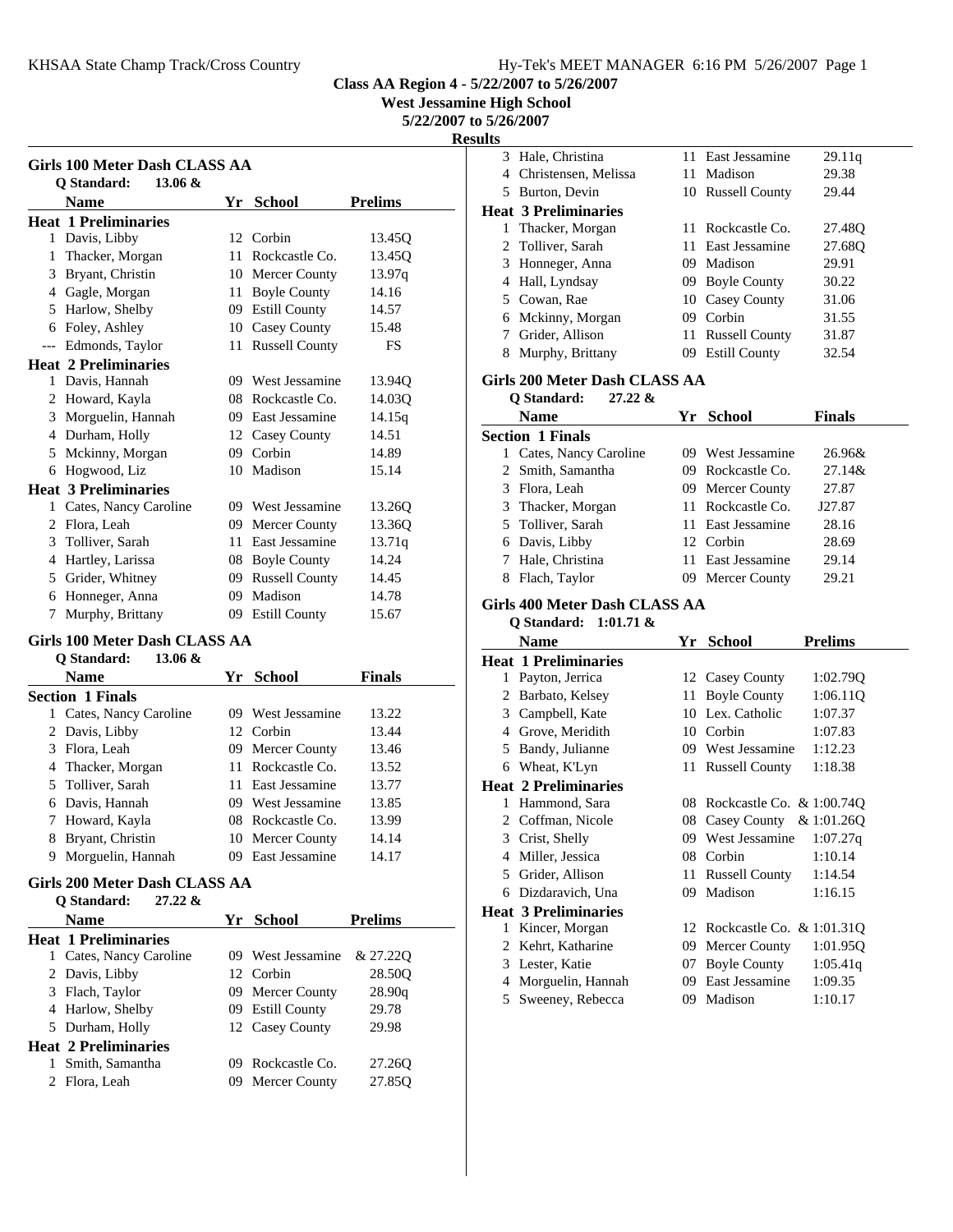**Class AA Region 4 - 5/22/2007 to 5/26/2007**

**West Jessamine High School**

**5/22/2007 to 5/26/2007**

**Results**

### Girls 100 Meter Dash CLASS AA

Q Standard: 13.06 &

| | Name | Yr | School | Prelims |
|---|---|---|---|---|
| **Heat 1 Preliminaries** | | | | |
| 1 | Davis, Libby | 12 | Corbin | 13.45Q |
| 1 | Thacker, Morgan | 11 | Rockcastle Co. | 13.45Q |
| 3 | Bryant, Christin | 10 | Mercer County | 13.97q |
| 4 | Gagle, Morgan | 11 | Boyle County | 14.16 |
| 5 | Harlow, Shelby | 09 | Estill County | 14.57 |
| 6 | Foley, Ashley | 10 | Casey County | 15.48 |
| --- | Edmonds, Taylor | 11 | Russell County | FS |
| **Heat 2 Preliminaries** | | | | |
| 1 | Davis, Hannah | 09 | West Jessamine | 13.94Q |
| 2 | Howard, Kayla | 08 | Rockcastle Co. | 14.03Q |
| 3 | Morguelin, Hannah | 09 | East Jessamine | 14.15q |
| 4 | Durham, Holly | 12 | Casey County | 14.51 |
| 5 | Mckinny, Morgan | 09 | Corbin | 14.89 |
| 6 | Hogwood, Liz | 10 | Madison | 15.14 |
| **Heat 3 Preliminaries** | | | | |
| 1 | Cates, Nancy Caroline | 09 | West Jessamine | 13.26Q |
| 2 | Flora, Leah | 09 | Mercer County | 13.36Q |
| 3 | Tolliver, Sarah | 11 | East Jessamine | 13.71q |
| 4 | Hartley, Larissa | 08 | Boyle County | 14.24 |
| 5 | Grider, Whitney | 09 | Russell County | 14.45 |
| 6 | Honneger, Anna | 09 | Madison | 14.78 |
| 7 | Murphy, Brittany | 09 | Estill County | 15.67 |

### Girls 100 Meter Dash CLASS AA

Q Standard: 13.06 &

| | Name | Yr | School | Finals |
|---|---|---|---|---|
| **Section 1 Finals** | | | | |
| 1 | Cates, Nancy Caroline | 09 | West Jessamine | 13.22 |
| 2 | Davis, Libby | 12 | Corbin | 13.44 |
| 3 | Flora, Leah | 09 | Mercer County | 13.46 |
| 4 | Thacker, Morgan | 11 | Rockcastle Co. | 13.52 |
| 5 | Tolliver, Sarah | 11 | East Jessamine | 13.77 |
| 6 | Davis, Hannah | 09 | West Jessamine | 13.85 |
| 7 | Howard, Kayla | 08 | Rockcastle Co. | 13.99 |
| 8 | Bryant, Christin | 10 | Mercer County | 14.14 |
| 9 | Morguelin, Hannah | 09 | East Jessamine | 14.17 |

### Girls 200 Meter Dash CLASS AA

Q Standard: 27.22 &

| | Name | Yr | School | Prelims |
|---|---|---|---|---|
| **Heat 1 Preliminaries** | | | | |
| 1 | Cates, Nancy Caroline | 09 | West Jessamine | & 27.22Q |
| 2 | Davis, Libby | 12 | Corbin | 28.50Q |
| 3 | Flach, Taylor | 09 | Mercer County | 28.90q |
| 4 | Harlow, Shelby | 09 | Estill County | 29.78 |
| 5 | Durham, Holly | 12 | Casey County | 29.98 |
| **Heat 2 Preliminaries** | | | | |
| 1 | Smith, Samantha | 09 | Rockcastle Co. | 27.26Q |
| 2 | Flora, Leah | 09 | Mercer County | 27.85Q |
| 3 | Hale, Christina | 11 | East Jessamine | 29.11q |
| 4 | Christensen, Melissa | 11 | Madison | 29.38 |
| 5 | Burton, Devin | 10 | Russell County | 29.44 |
| **Heat 3 Preliminaries** | | | | |
| 1 | Thacker, Morgan | 11 | Rockcastle Co. | 27.48Q |
| 2 | Tolliver, Sarah | 11 | East Jessamine | 27.68Q |
| 3 | Honneger, Anna | 09 | Madison | 29.91 |
| 4 | Hall, Lyndsay | 09 | Boyle County | 30.22 |
| 5 | Cowan, Rae | 10 | Casey County | 31.06 |
| 6 | Mckinny, Morgan | 09 | Corbin | 31.55 |
| 7 | Grider, Allison | 11 | Russell County | 31.87 |
| 8 | Murphy, Brittany | 09 | Estill County | 32.54 |

### Girls 200 Meter Dash CLASS AA

Q Standard: 27.22 &

| | Name | Yr | School | Finals |
|---|---|---|---|---|
| **Section 1 Finals** | | | | |
| 1 | Cates, Nancy Caroline | 09 | West Jessamine | 26.96& |
| 2 | Smith, Samantha | 09 | Rockcastle Co. | 27.14& |
| 3 | Flora, Leah | 09 | Mercer County | 27.87 |
| 3 | Thacker, Morgan | 11 | Rockcastle Co. | J27.87 |
| 5 | Tolliver, Sarah | 11 | East Jessamine | 28.16 |
| 6 | Davis, Libby | 12 | Corbin | 28.69 |
| 7 | Hale, Christina | 11 | East Jessamine | 29.14 |
| 8 | Flach, Taylor | 09 | Mercer County | 29.21 |

### Girls 400 Meter Dash CLASS AA

Q Standard: 1:01.71 &

| | Name | Yr | School | Prelims |
|---|---|---|---|---|
| **Heat 1 Preliminaries** | | | | |
| 1 | Payton, Jerrica | 12 | Casey County | 1:02.79Q |
| 2 | Barbato, Kelsey | 11 | Boyle County | 1:06.11Q |
| 3 | Campbell, Kate | 10 | Lex. Catholic | 1:07.37 |
| 4 | Grove, Meridith | 10 | Corbin | 1:07.83 |
| 5 | Bandy, Julianne | 09 | West Jessamine | 1:12.23 |
| 6 | Wheat, K'Lyn | 11 | Russell County | 1:18.38 |
| **Heat 2 Preliminaries** | | | | |
| 1 | Hammond, Sara | 08 | Rockcastle Co. | & 1:00.74Q |
| 2 | Coffman, Nicole | 08 | Casey County | & 1:01.26Q |
| 3 | Crist, Shelly | 09 | West Jessamine | 1:07.27q |
| 4 | Miller, Jessica | 08 | Corbin | 1:10.14 |
| 5 | Grider, Allison | 11 | Russell County | 1:14.54 |
| 6 | Dizdaravich, Una | 09 | Madison | 1:16.15 |
| **Heat 3 Preliminaries** | | | | |
| 1 | Kincer, Morgan | 12 | Rockcastle Co. | & 1:01.31Q |
| 2 | Kehrt, Katharine | 09 | Mercer County | 1:01.95Q |
| 3 | Lester, Katie | 07 | Boyle County | 1:05.41q |
| 4 | Morguelin, Hannah | 09 | East Jessamine | 1:09.35 |
| 5 | Sweeney, Rebecca | 09 | Madison | 1:10.17 |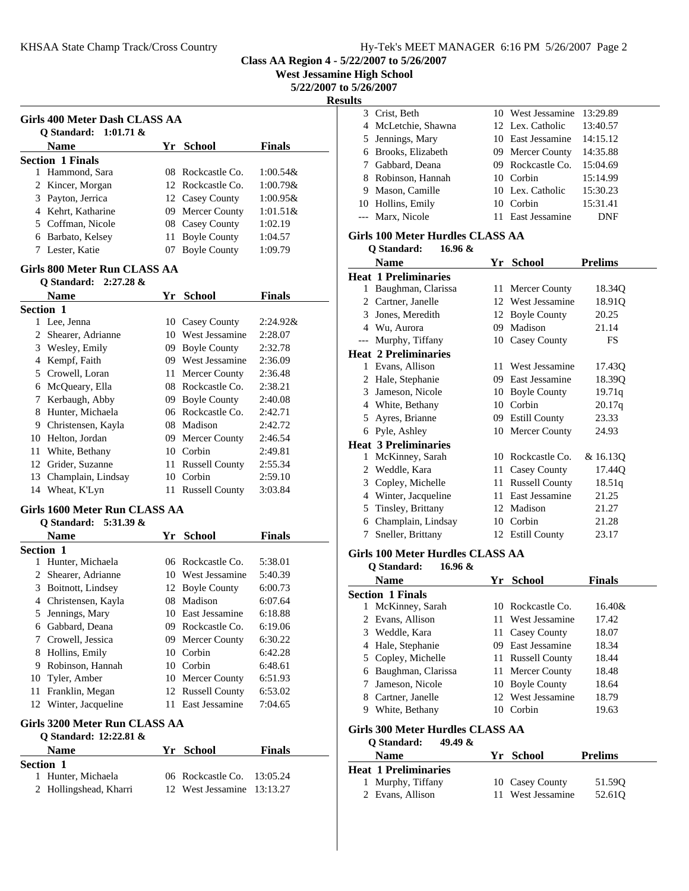Class AA Region 4 - 5/22/2007 to 5/26/2007

West Jessamine High School

5/22/2007 to 5/26/2007

**Results**

### Girls 400 Meter Dash CLASS AA

Q Standard: 1:01.71 &

| | Name | Yr | School | Finals |
|---|---|---|---|---|
| **Section 1 Finals** | | | | |
| 1 | Hammond, Sara | 08 | Rockcastle Co. | 1:00.54& |
| 2 | Kincer, Morgan | 12 | Rockcastle Co. | 1:00.79& |
| 3 | Payton, Jerrica | 12 | Casey County | 1:00.95& |
| 4 | Kehrt, Katharine | 09 | Mercer County | 1:01.51& |
| 5 | Coffman, Nicole | 08 | Casey County | 1:02.19 |
| 6 | Barbato, Kelsey | 11 | Boyle County | 1:04.57 |
| 7 | Lester, Katie | 07 | Boyle County | 1:09.79 |

### Girls 800 Meter Run CLASS AA

Q Standard: 2:27.28 &

| | Name | Yr | School | Finals |
|---|---|---|---|---|
| **Section 1** | | | | |
| 1 | Lee, Jenna | 10 | Casey County | 2:24.92& |
| 2 | Shearer, Adrianne | 10 | West Jessamine | 2:28.07 |
| 3 | Wesley, Emily | 09 | Boyle County | 2:32.78 |
| 4 | Kempf, Faith | 09 | West Jessamine | 2:36.09 |
| 5 | Crowell, Loran | 11 | Mercer County | 2:36.48 |
| 6 | McQueary, Ella | 08 | Rockcastle Co. | 2:38.21 |
| 7 | Kerbaugh, Abby | 09 | Boyle County | 2:40.08 |
| 8 | Hunter, Michaela | 06 | Rockcastle Co. | 2:42.71 |
| 9 | Christensen, Kayla | 08 | Madison | 2:42.72 |
| 10 | Helton, Jordan | 09 | Mercer County | 2:46.54 |
| 11 | White, Bethany | 10 | Corbin | 2:49.81 |
| 12 | Grider, Suzanne | 11 | Russell County | 2:55.34 |
| 13 | Champlain, Lindsay | 10 | Corbin | 2:59.10 |
| 14 | Wheat, K'Lyn | 11 | Russell County | 3:03.84 |

### Girls 1600 Meter Run CLASS AA

Q Standard: 5:31.39 &

| | Name | Yr | School | Finals |
|---|---|---|---|---|
| **Section 1** | | | | |
| 1 | Hunter, Michaela | 06 | Rockcastle Co. | 5:38.01 |
| 2 | Shearer, Adrianne | 10 | West Jessamine | 5:40.39 |
| 3 | Boitnott, Lindsey | 12 | Boyle County | 6:00.73 |
| 4 | Christensen, Kayla | 08 | Madison | 6:07.64 |
| 5 | Jennings, Mary | 10 | East Jessamine | 6:18.88 |
| 6 | Gabbard, Deana | 09 | Rockcastle Co. | 6:19.06 |
| 7 | Crowell, Jessica | 09 | Mercer County | 6:30.22 |
| 8 | Hollins, Emily | 10 | Corbin | 6:42.28 |
| 9 | Robinson, Hannah | 10 | Corbin | 6:48.61 |
| 10 | Tyler, Amber | 10 | Mercer County | 6:51.93 |
| 11 | Franklin, Megan | 12 | Russell County | 6:53.02 |
| 12 | Winter, Jacqueline | 11 | East Jessamine | 7:04.65 |

### Girls 3200 Meter Run CLASS AA

Q Standard: 12:22.81 &

| | Name | Yr | School | Finals |
|---|---|---|---|---|
| **Section 1** | | | | |
| 1 | Hunter, Michaela | 06 | Rockcastle Co. | 13:05.24 |
| 2 | Hollingshead, Kharri | 12 | West Jessamine | 13:13.27 |
| 3 | Crist, Beth | 10 | West Jessamine | 13:29.89 |
| 4 | McLetchie, Shawna | 12 | Lex. Catholic | 13:40.57 |
| 5 | Jennings, Mary | 10 | East Jessamine | 14:15.12 |
| 6 | Brooks, Elizabeth | 09 | Mercer County | 14:35.88 |
| 7 | Gabbard, Deana | 09 | Rockcastle Co. | 15:04.69 |
| 8 | Robinson, Hannah | 10 | Corbin | 15:14.99 |
| 9 | Mason, Camille | 10 | Lex. Catholic | 15:30.23 |
| 10 | Hollins, Emily | 10 | Corbin | 15:31.41 |
| --- | Marx, Nicole | 11 | East Jessamine | DNF |

### Girls 100 Meter Hurdles CLASS AA

Q Standard: 16.96 &

| | Name | Yr | School | Prelims |
|---|---|---|---|---|
| **Heat 1 Preliminaries** | | | | |
| 1 | Baughman, Clarissa | 11 | Mercer County | 18.34Q |
| 2 | Cartner, Janelle | 12 | West Jessamine | 18.91Q |
| 3 | Jones, Meredith | 12 | Boyle County | 20.25 |
| 4 | Wu, Aurora | 09 | Madison | 21.14 |
| --- | Murphy, Tiffany | 10 | Casey County | FS |
| **Heat 2 Preliminaries** | | | | |
| 1 | Evans, Allison | 11 | West Jessamine | 17.43Q |
| 2 | Hale, Stephanie | 09 | East Jessamine | 18.39Q |
| 3 | Jameson, Nicole | 10 | Boyle County | 19.71q |
| 4 | White, Bethany | 10 | Corbin | 20.17q |
| 5 | Ayres, Brianne | 09 | Estill County | 23.33 |
| 6 | Pyle, Ashley | 10 | Mercer County | 24.93 |
| **Heat 3 Preliminaries** | | | | |
| 1 | McKinney, Sarah | 10 | Rockcastle Co. | & 16.13Q |
| 2 | Weddle, Kara | 11 | Casey County | 17.44Q |
| 3 | Copley, Michelle | 11 | Russell County | 18.51q |
| 4 | Winter, Jacqueline | 11 | East Jessamine | 21.25 |
| 5 | Tinsley, Brittany | 12 | Madison | 21.27 |
| 6 | Champlain, Lindsay | 10 | Corbin | 21.28 |
| 7 | Sneller, Brittany | 12 | Estill County | 23.17 |

### Girls 100 Meter Hurdles CLASS AA

Q Standard: 16.96 &

| | Name | Yr | School | Finals |
|---|---|---|---|---|
| **Section 1 Finals** | | | | |
| 1 | McKinney, Sarah | 10 | Rockcastle Co. | 16.40& |
| 2 | Evans, Allison | 11 | West Jessamine | 17.42 |
| 3 | Weddle, Kara | 11 | Casey County | 18.07 |
| 4 | Hale, Stephanie | 09 | East Jessamine | 18.34 |
| 5 | Copley, Michelle | 11 | Russell County | 18.44 |
| 6 | Baughman, Clarissa | 11 | Mercer County | 18.48 |
| 7 | Jameson, Nicole | 10 | Boyle County | 18.64 |
| 8 | Cartner, Janelle | 12 | West Jessamine | 18.79 |
| 9 | White, Bethany | 10 | Corbin | 19.63 |

### Girls 300 Meter Hurdles CLASS AA

Q Standard: 49.49 &

| | Name | Yr | School | Prelims |
|---|---|---|---|---|
| **Heat 1 Preliminaries** | | | | |
| 1 | Murphy, Tiffany | 10 | Casey County | 51.59Q |
| 2 | Evans, Allison | 11 | West Jessamine | 52.61Q |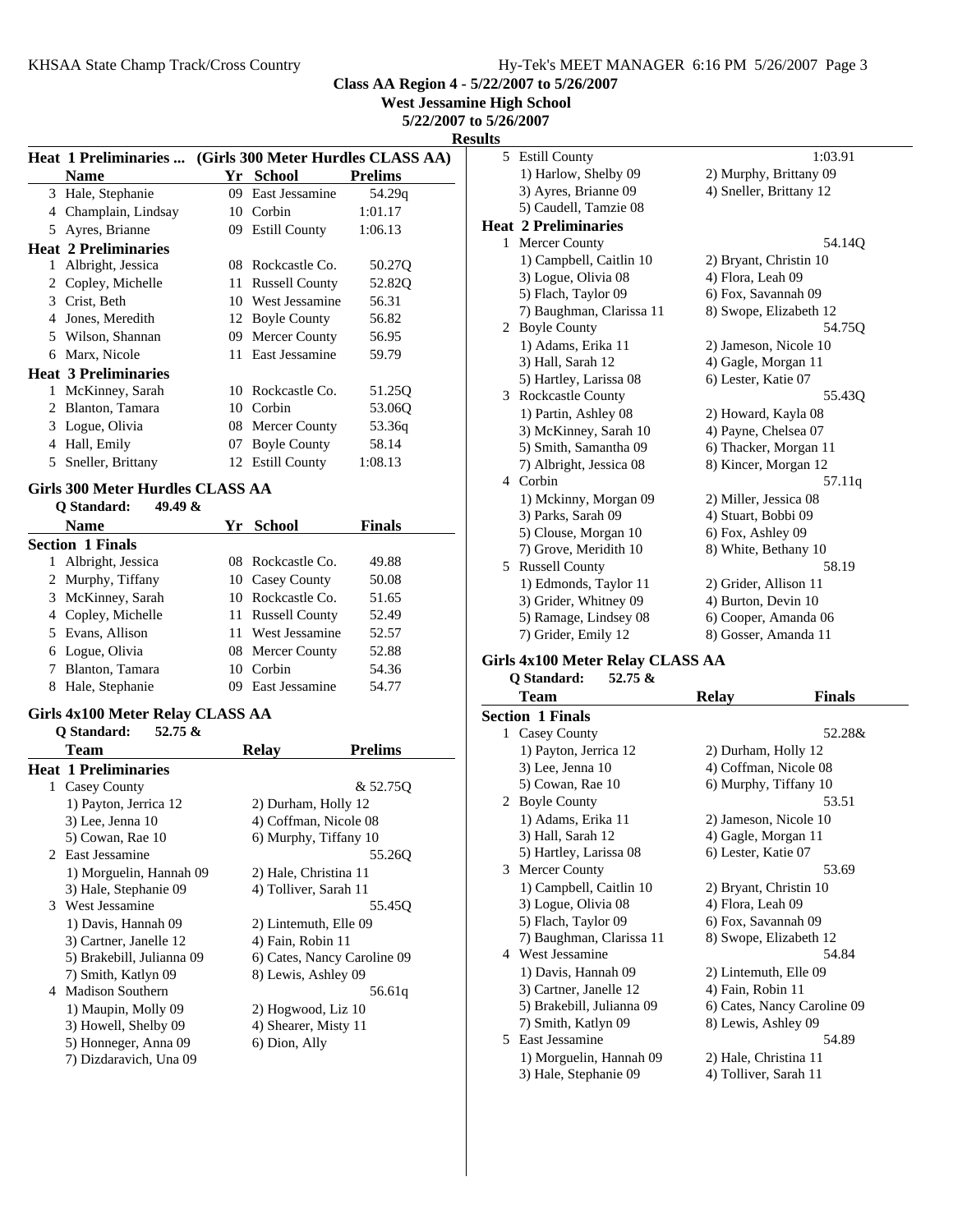## Class AA Region 4 - 5/22/2007 to 5/26/2007

**West Jessamine High School**

**5/22/2007 to 5/26/2007**

**Results**

### Heat 1 Preliminaries ... (Girls 300 Meter Hurdles CLASS AA)

| | Name | Yr | School | Prelims |
|---|---|---|---|---|
| 3 | Hale, Stephanie | 09 | East Jessamine | 54.29q |
| 4 | Champlain, Lindsay | 10 | Corbin | 1:01.17 |
| 5 | Ayres, Brianne | 09 | Estill County | 1:06.13 |
| **Heat 2 Preliminaries** | | | | |
| 1 | Albright, Jessica | 08 | Rockcastle Co. | 50.27Q |
| 2 | Copley, Michelle | 11 | Russell County | 52.82Q |
| 3 | Crist, Beth | 10 | West Jessamine | 56.31 |
| 4 | Jones, Meredith | 12 | Boyle County | 56.82 |
| 5 | Wilson, Shannan | 09 | Mercer County | 56.95 |
| 6 | Marx, Nicole | 11 | East Jessamine | 59.79 |
| **Heat 3 Preliminaries** | | | | |
| 1 | McKinney, Sarah | 10 | Rockcastle Co. | 51.25Q |
| 2 | Blanton, Tamara | 10 | Corbin | 53.06Q |
| 3 | Logue, Olivia | 08 | Mercer County | 53.36q |
| 4 | Hall, Emily | 07 | Boyle County | 58.14 |
| 5 | Sneller, Brittany | 12 | Estill County | 1:08.13 |

### Girls 300 Meter Hurdles CLASS AA

Q Standard: 49.49 &

| | Name | Yr | School | Finals |
|---|---|---|---|---|
| **Section 1 Finals** | | | | |
| 1 | Albright, Jessica | 08 | Rockcastle Co. | 49.88 |
| 2 | Murphy, Tiffany | 10 | Casey County | 50.08 |
| 3 | McKinney, Sarah | 10 | Rockcastle Co. | 51.65 |
| 4 | Copley, Michelle | 11 | Russell County | 52.49 |
| 5 | Evans, Allison | 11 | West Jessamine | 52.57 |
| 6 | Logue, Olivia | 08 | Mercer County | 52.88 |
| 7 | Blanton, Tamara | 10 | Corbin | 54.36 |
| 8 | Hale, Stephanie | 09 | East Jessamine | 54.77 |

### Girls 4x100 Meter Relay CLASS AA

Q Standard: 52.75 &

| | Team | Relay | Prelims |
|---|---|---|---|
| **Heat 1 Preliminaries** | | | |
| 1 | Casey County | | & 52.75Q |
| | 1) Payton, Jerrica 12 | 2) Durham, Holly 12 | |
| | 3) Lee, Jenna 10 | 4) Coffman, Nicole 08 | |
| | 5) Cowan, Rae 10 | 6) Murphy, Tiffany 10 | |
| 2 | East Jessamine | | 55.26Q |
| | 1) Morguelin, Hannah 09 | 2) Hale, Christina 11 | |
| | 3) Hale, Stephanie 09 | 4) Tolliver, Sarah 11 | |
| 3 | West Jessamine | | 55.45Q |
| | 1) Davis, Hannah 09 | 2) Lintemuth, Elle 09 | |
| | 3) Cartner, Janelle 12 | 4) Fain, Robin 11 | |
| | 5) Brakebill, Julianna 09 | 6) Cates, Nancy Caroline 09 | |
| | 7) Smith, Katlyn 09 | 8) Lewis, Ashley 09 | |
| 4 | Madison Southern | | 56.61q |
| | 1) Maupin, Molly 09 | 2) Hogwood, Liz 10 | |
| | 3) Howell, Shelby 09 | 4) Shearer, Misty 11 | |
| | 5) Honneger, Anna 09 | 6) Dion, Ally | |
| | 7) Dizdaravich, Una 09 | | |
| 5 | Estill County | | 1:03.91 |
| | 1) Harlow, Shelby 09 | 2) Murphy, Brittany 09 | |
| | 3) Ayres, Brianne 09 | 4) Sneller, Brittany 12 | |
| | 5) Caudell, Tamzie 08 | | |
| **Heat 2 Preliminaries** | | | |
| 1 | Mercer County | | 54.14Q |
| | 1) Campbell, Caitlin 10 | 2) Bryant, Christin 10 | |
| | 3) Logue, Olivia 08 | 4) Flora, Leah 09 | |
| | 5) Flach, Taylor 09 | 6) Fox, Savannah 09 | |
| | 7) Baughman, Clarissa 11 | 8) Swope, Elizabeth 12 | |
| 2 | Boyle County | | 54.75Q |
| | 1) Adams, Erika 11 | 2) Jameson, Nicole 10 | |
| | 3) Hall, Sarah 12 | 4) Gagle, Morgan 11 | |
| | 5) Hartley, Larissa 08 | 6) Lester, Katie 07 | |
| 3 | Rockcastle County | | 55.43Q |
| | 1) Partin, Ashley 08 | 2) Howard, Kayla 08 | |
| | 3) McKinney, Sarah 10 | 4) Payne, Chelsea 07 | |
| | 5) Smith, Samantha 09 | 6) Thacker, Morgan 11 | |
| | 7) Albright, Jessica 08 | 8) Kincer, Morgan 12 | |
| 4 | Corbin | | 57.11q |
| | 1) Mckinny, Morgan 09 | 2) Miller, Jessica 08 | |
| | 3) Parks, Sarah 09 | 4) Stuart, Bobbi 09 | |
| | 5) Clouse, Morgan 10 | 6) Fox, Ashley 09 | |
| | 7) Grove, Meridith 10 | 8) White, Bethany 10 | |
| 5 | Russell County | | 58.19 |
| | 1) Edmonds, Taylor 11 | 2) Grider, Allison 11 | |
| | 3) Grider, Whitney 09 | 4) Burton, Devin 10 | |
| | 5) Ramage, Lindsey 08 | 6) Cooper, Amanda 06 | |
| | 7) Grider, Emily 12 | 8) Gosser, Amanda 11 | |

### Girls 4x100 Meter Relay CLASS AA

Q Standard: 52.75 &

| | Team | Relay | Finals |
|---|---|---|---|
| **Section 1 Finals** | | | |
| 1 | Casey County | | 52.28& |
| | 1) Payton, Jerrica 12 | 2) Durham, Holly 12 | |
| | 3) Lee, Jenna 10 | 4) Coffman, Nicole 08 | |
| | 5) Cowan, Rae 10 | 6) Murphy, Tiffany 10 | |
| 2 | Boyle County | | 53.51 |
| | 1) Adams, Erika 11 | 2) Jameson, Nicole 10 | |
| | 3) Hall, Sarah 12 | 4) Gagle, Morgan 11 | |
| | 5) Hartley, Larissa 08 | 6) Lester, Katie 07 | |
| 3 | Mercer County | | 53.69 |
| | 1) Campbell, Caitlin 10 | 2) Bryant, Christin 10 | |
| | 3) Logue, Olivia 08 | 4) Flora, Leah 09 | |
| | 5) Flach, Taylor 09 | 6) Fox, Savannah 09 | |
| | 7) Baughman, Clarissa 11 | 8) Swope, Elizabeth 12 | |
| 4 | West Jessamine | | 54.84 |
| | 1) Davis, Hannah 09 | 2) Lintemuth, Elle 09 | |
| | 3) Cartner, Janelle 12 | 4) Fain, Robin 11 | |
| | 5) Brakebill, Julianna 09 | 6) Cates, Nancy Caroline 09 | |
| | 7) Smith, Katlyn 09 | 8) Lewis, Ashley 09 | |
| 5 | East Jessamine | | 54.89 |
| | 1) Morguelin, Hannah 09 | 2) Hale, Christina 11 | |
| | 3) Hale, Stephanie 09 | 4) Tolliver, Sarah 11 | |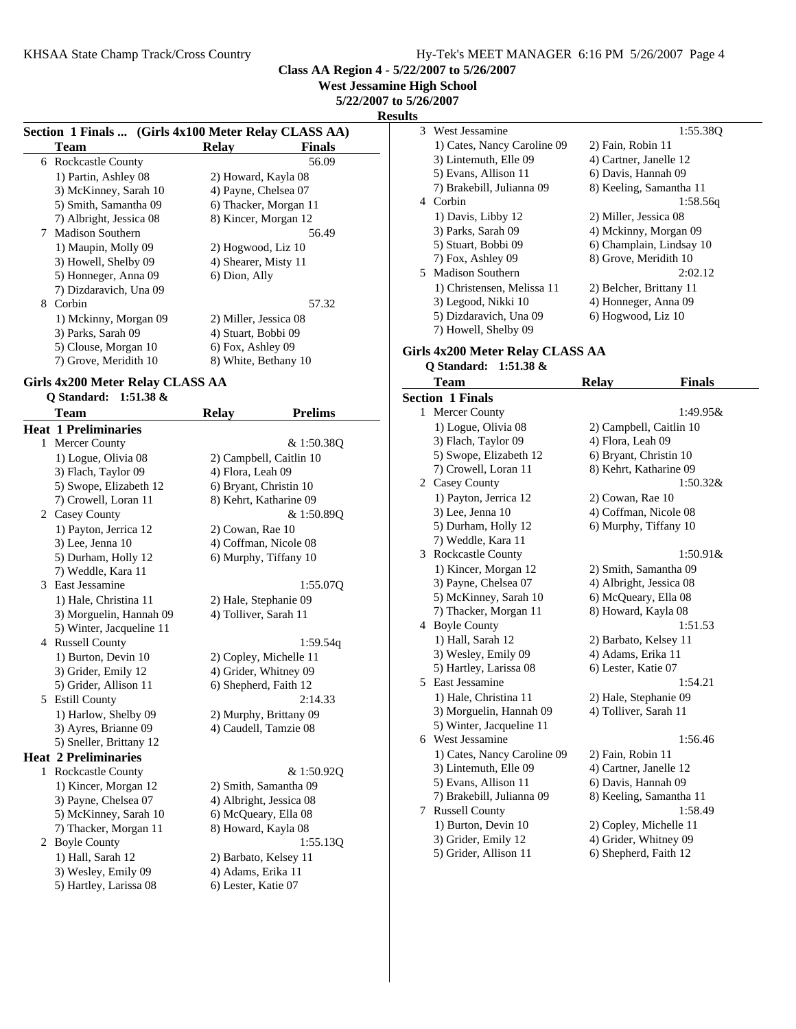**Class AA Region 4 - 5/22/2007 to 5/26/2007**

**West Jessamine High School**

**5/22/2007 to 5/26/2007**

**Results**

## Section 1 Finals ... (Girls 4x100 Meter Relay CLASS AA)

| | Team | Relay | Finals |
|---|---|---|---|
| 6 | Rockcastle County | | 56.09 |
| | 1) Partin, Ashley 08 | 2) Howard, Kayla 08 | |
| | 3) McKinney, Sarah 10 | 4) Payne, Chelsea 07 | |
| | 5) Smith, Samantha 09 | 6) Thacker, Morgan 11 | |
| | 7) Albright, Jessica 08 | 8) Kincer, Morgan 12 | |
| 7 | Madison Southern | | 56.49 |
| | 1) Maupin, Molly 09 | 2) Hogwood, Liz 10 | |
| | 3) Howell, Shelby 09 | 4) Shearer, Misty 11 | |
| | 5) Honneger, Anna 09 | 6) Dion, Ally | |
| | 7) Dizdaravich, Una 09 | | |
| 8 | Corbin | | 57.32 |
| | 1) Mckinny, Morgan 09 | 2) Miller, Jessica 08 | |
| | 3) Parks, Sarah 09 | 4) Stuart, Bobbi 09 | |
| | 5) Clouse, Morgan 10 | 6) Fox, Ashley 09 | |
| | 7) Grove, Meridith 10 | 8) White, Bethany 10 | |

## Girls 4x200 Meter Relay CLASS AA

**Q Standard: 1:51.38 &**

| | Team | Relay | Prelims |
|---|---|---|---|
| **Heat 1 Preliminaries** | | | |
| 1 | Mercer County | | & 1:50.38Q |
| | 1) Logue, Olivia 08 | 2) Campbell, Caitlin 10 | |
| | 3) Flach, Taylor 09 | 4) Flora, Leah 09 | |
| | 5) Swope, Elizabeth 12 | 6) Bryant, Christin 10 | |
| | 7) Crowell, Loran 11 | 8) Kehrt, Katharine 09 | |
| 2 | Casey County | | & 1:50.89Q |
| | 1) Payton, Jerrica 12 | 2) Cowan, Rae 10 | |
| | 3) Lee, Jenna 10 | 4) Coffman, Nicole 08 | |
| | 5) Durham, Holly 12 | 6) Murphy, Tiffany 10 | |
| | 7) Weddle, Kara 11 | | |
| 3 | East Jessamine | | 1:55.07Q |
| | 1) Hale, Christina 11 | 2) Hale, Stephanie 09 | |
| | 3) Morguelin, Hannah 09 | 4) Tolliver, Sarah 11 | |
| | 5) Winter, Jacqueline 11 | | |
| 4 | Russell County | | 1:59.54q |
| | 1) Burton, Devin 10 | 2) Copley, Michelle 11 | |
| | 3) Grider, Emily 12 | 4) Grider, Whitney 09 | |
| | 5) Grider, Allison 11 | 6) Shepherd, Faith 12 | |
| 5 | Estill County | | 2:14.33 |
| | 1) Harlow, Shelby 09 | 2) Murphy, Brittany 09 | |
| | 3) Ayres, Brianne 09 | 4) Caudell, Tamzie 08 | |
| | 5) Sneller, Brittany 12 | | |
| **Heat 2 Preliminaries** | | | |
| 1 | Rockcastle County | | & 1:50.92Q |
| | 1) Kincer, Morgan 12 | 2) Smith, Samantha 09 | |
| | 3) Payne, Chelsea 07 | 4) Albright, Jessica 08 | |
| | 5) McKinney, Sarah 10 | 6) McQueary, Ella 08 | |
| | 7) Thacker, Morgan 11 | 8) Howard, Kayla 08 | |
| 2 | Boyle County | | 1:55.13Q |
| | 1) Hall, Sarah 12 | 2) Barbato, Kelsey 11 | |
| | 3) Wesley, Emily 09 | 4) Adams, Erika 11 | |
| | 5) Hartley, Larissa 08 | 6) Lester, Katie 07 | |
| 3 | West Jessamine | | 1:55.38Q |
| | 1) Cates, Nancy Caroline 09 | 2) Fain, Robin 11 | |
| | 3) Lintemuth, Elle 09 | 4) Cartner, Janelle 12 | |
| | 5) Evans, Allison 11 | 6) Davis, Hannah 09 | |
| | 7) Brakebill, Julianna 09 | 8) Keeling, Samantha 11 | |
| 4 | Corbin | | 1:58.56q |
| | 1) Davis, Libby 12 | 2) Miller, Jessica 08 | |
| | 3) Parks, Sarah 09 | 4) Mckinny, Morgan 09 | |
| | 5) Stuart, Bobbi 09 | 6) Champlain, Lindsay 10 | |
| | 7) Fox, Ashley 09 | 8) Grove, Meridith 10 | |
| 5 | Madison Southern | | 2:02.12 |
| | 1) Christensen, Melissa 11 | 2) Belcher, Brittany 11 | |
| | 3) Legood, Nikki 10 | 4) Honneger, Anna 09 | |
| | 5) Dizdaravich, Una 09 | 6) Hogwood, Liz 10 | |
| | 7) Howell, Shelby 09 | | |

## Girls 4x200 Meter Relay CLASS AA

**Q Standard: 1:51.38 &**

| | Team | Relay | Finals |
|---|---|---|---|
| **Section 1 Finals** | | | |
| 1 | Mercer County | | 1:49.95& |
| | 1) Logue, Olivia 08 | 2) Campbell, Caitlin 10 | |
| | 3) Flach, Taylor 09 | 4) Flora, Leah 09 | |
| | 5) Swope, Elizabeth 12 | 6) Bryant, Christin 10 | |
| | 7) Crowell, Loran 11 | 8) Kehrt, Katharine 09 | |
| 2 | Casey County | | 1:50.32& |
| | 1) Payton, Jerrica 12 | 2) Cowan, Rae 10 | |
| | 3) Lee, Jenna 10 | 4) Coffman, Nicole 08 | |
| | 5) Durham, Holly 12 | 6) Murphy, Tiffany 10 | |
| | 7) Weddle, Kara 11 | | |
| 3 | Rockcastle County | | 1:50.91& |
| | 1) Kincer, Morgan 12 | 2) Smith, Samantha 09 | |
| | 3) Payne, Chelsea 07 | 4) Albright, Jessica 08 | |
| | 5) McKinney, Sarah 10 | 6) McQueary, Ella 08 | |
| | 7) Thacker, Morgan 11 | 8) Howard, Kayla 08 | |
| 4 | Boyle County | | 1:51.53 |
| | 1) Hall, Sarah 12 | 2) Barbato, Kelsey 11 | |
| | 3) Wesley, Emily 09 | 4) Adams, Erika 11 | |
| | 5) Hartley, Larissa 08 | 6) Lester, Katie 07 | |
| 5 | East Jessamine | | 1:54.21 |
| | 1) Hale, Christina 11 | 2) Hale, Stephanie 09 | |
| | 3) Morguelin, Hannah 09 | 4) Tolliver, Sarah 11 | |
| | 5) Winter, Jacqueline 11 | | |
| 6 | West Jessamine | | 1:56.46 |
| | 1) Cates, Nancy Caroline 09 | 2) Fain, Robin 11 | |
| | 3) Lintemuth, Elle 09 | 4) Cartner, Janelle 12 | |
| | 5) Evans, Allison 11 | 6) Davis, Hannah 09 | |
| | 7) Brakebill, Julianna 09 | 8) Keeling, Samantha 11 | |
| 7 | Russell County | | 1:58.49 |
| | 1) Burton, Devin 10 | 2) Copley, Michelle 11 | |
| | 3) Grider, Emily 12 | 4) Grider, Whitney 09 | |
| | 5) Grider, Allison 11 | 6) Shepherd, Faith 12 | |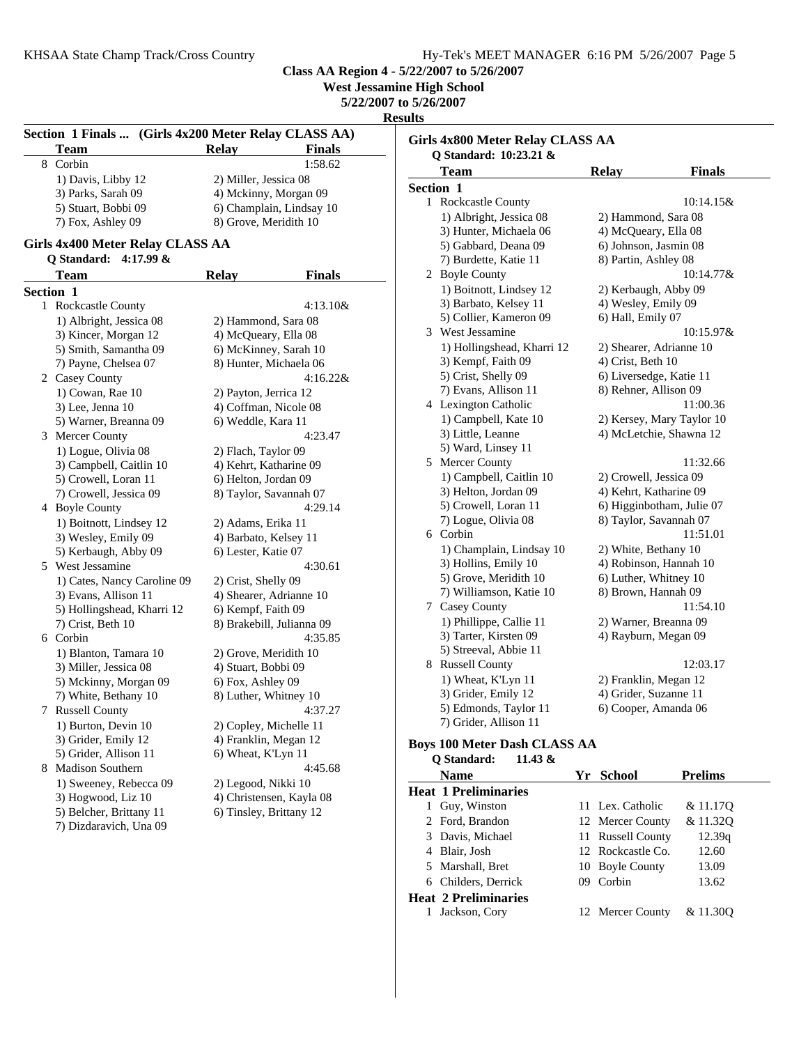**Class AA Region 4 - 5/22/2007 to 5/26/2007**
**West Jessamine High School**
**5/22/2007 to 5/26/2007**
**Results**

### Section 1 Finals ... (Girls 4x200 Meter Relay CLASS AA)

| | Team | Relay | Finals |
|---|---|---|---|
| 8 | Corbin | | 1:58.62 |
| | 1) Davis, Libby 12 | 2) Miller, Jessica 08 | |
| | 3) Parks, Sarah 09 | 4) Mckinny, Morgan 09 | |
| | 5) Stuart, Bobbi 09 | 6) Champlain, Lindsay 10 | |
| | 7) Fox, Ashley 09 | 8) Grove, Meridith 10 | |

### Girls 4x400 Meter Relay CLASS AA

Q Standard: 4:17.99 &

| | Team | Relay | Finals |
|---|---|---|---|
| **Section 1** | | | |
| 1 | Rockcastle County | | 4:13.10& |
| | 1) Albright, Jessica 08 | 2) Hammond, Sara 08 | |
| | 3) Kincer, Morgan 12 | 4) McQueary, Ella 08 | |
| | 5) Smith, Samantha 09 | 6) McKinney, Sarah 10 | |
| | 7) Payne, Chelsea 07 | 8) Hunter, Michaela 06 | |
| 2 | Casey County | | 4:16.22& |
| | 1) Cowan, Rae 10 | 2) Payton, Jerrica 12 | |
| | 3) Lee, Jenna 10 | 4) Coffman, Nicole 08 | |
| | 5) Warner, Breanna 09 | 6) Weddle, Kara 11 | |
| 3 | Mercer County | | 4:23.47 |
| | 1) Logue, Olivia 08 | 2) Flach, Taylor 09 | |
| | 3) Campbell, Caitlin 10 | 4) Kehrt, Katharine 09 | |
| | 5) Crowell, Loran 11 | 6) Helton, Jordan 09 | |
| | 7) Crowell, Jessica 09 | 8) Taylor, Savannah 07 | |
| 4 | Boyle County | | 4:29.14 |
| | 1) Boitnott, Lindsey 12 | 2) Adams, Erika 11 | |
| | 3) Wesley, Emily 09 | 4) Barbato, Kelsey 11 | |
| | 5) Kerbaugh, Abby 09 | 6) Lester, Katie 07 | |
| 5 | West Jessamine | | 4:30.61 |
| | 1) Cates, Nancy Caroline 09 | 2) Crist, Shelly 09 | |
| | 3) Evans, Allison 11 | 4) Shearer, Adrianne 10 | |
| | 5) Hollingshead, Kharri 12 | 6) Kempf, Faith 09 | |
| | 7) Crist, Beth 10 | 8) Brakebill, Julianna 09 | |
| 6 | Corbin | | 4:35.85 |
| | 1) Blanton, Tamara 10 | 2) Grove, Meridith 10 | |
| | 3) Miller, Jessica 08 | 4) Stuart, Bobbi 09 | |
| | 5) Mckinny, Morgan 09 | 6) Fox, Ashley 09 | |
| | 7) White, Bethany 10 | 8) Luther, Whitney 10 | |
| 7 | Russell County | | 4:37.27 |
| | 1) Burton, Devin 10 | 2) Copley, Michelle 11 | |
| | 3) Grider, Emily 12 | 4) Franklin, Megan 12 | |
| | 5) Grider, Allison 11 | 6) Wheat, K'Lyn 11 | |
| 8 | Madison Southern | | 4:45.68 |
| | 1) Sweeney, Rebecca 09 | 2) Legood, Nikki 10 | |
| | 3) Hogwood, Liz 10 | 4) Christensen, Kayla 08 | |
| | 5) Belcher, Brittany 11 | 6) Tinsley, Brittany 12 | |
| | 7) Dizdaravich, Una 09 | | |

### Girls 4x800 Meter Relay CLASS AA

Q Standard: 10:23.21 &

| | Team | Relay | Finals |
|---|---|---|---|
| **Section 1** | | | |
| 1 | Rockcastle County | | 10:14.15& |
| | 1) Albright, Jessica 08 | 2) Hammond, Sara 08 | |
| | 3) Hunter, Michaela 06 | 4) McQueary, Ella 08 | |
| | 5) Gabbard, Deana 09 | 6) Johnson, Jasmin 08 | |
| | 7) Burdette, Katie 11 | 8) Partin, Ashley 08 | |
| 2 | Boyle County | | 10:14.77& |
| | 1) Boitnott, Lindsey 12 | 2) Kerbaugh, Abby 09 | |
| | 3) Barbato, Kelsey 11 | 4) Wesley, Emily 09 | |
| | 5) Collier, Kameron 09 | 6) Hall, Emily 07 | |
| 3 | West Jessamine | | 10:15.97& |
| | 1) Hollingshead, Kharri 12 | 2) Shearer, Adrianne 10 | |
| | 3) Kempf, Faith 09 | 4) Crist, Beth 10 | |
| | 5) Crist, Shelly 09 | 6) Liversedge, Katie 11 | |
| | 7) Evans, Allison 11 | 8) Rehner, Allison 09 | |
| 4 | Lexington Catholic | | 11:00.36 |
| | 1) Campbell, Kate 10 | 2) Kersey, Mary Taylor 10 | |
| | 3) Little, Leanne | 4) McLetchie, Shawna 12 | |
| | 5) Ward, Linsey 11 | | |
| 5 | Mercer County | | 11:32.66 |
| | 1) Campbell, Caitlin 10 | 2) Crowell, Jessica 09 | |
| | 3) Helton, Jordan 09 | 4) Kehrt, Katharine 09 | |
| | 5) Crowell, Loran 11 | 6) Higginbotham, Julie 07 | |
| | 7) Logue, Olivia 08 | 8) Taylor, Savannah 07 | |
| 6 | Corbin | | 11:51.01 |
| | 1) Champlain, Lindsay 10 | 2) White, Bethany 10 | |
| | 3) Hollins, Emily 10 | 4) Robinson, Hannah 10 | |
| | 5) Grove, Meridith 10 | 6) Luther, Whitney 10 | |
| | 7) Williamson, Katie 10 | 8) Brown, Hannah 09 | |
| 7 | Casey County | | 11:54.10 |
| | 1) Phillippe, Callie 11 | 2) Warner, Breanna 09 | |
| | 3) Tarter, Kirsten 09 | 4) Rayburn, Megan 09 | |
| | 5) Streeval, Abbie 11 | | |
| 8 | Russell County | | 12:03.17 |
| | 1) Wheat, K'Lyn 11 | 2) Franklin, Megan 12 | |
| | 3) Grider, Emily 12 | 4) Grider, Suzanne 11 | |
| | 5) Edmonds, Taylor 11 | 6) Cooper, Amanda 06 | |
| | 7) Grider, Allison 11 | | |

### Boys 100 Meter Dash CLASS AA

Q Standard: 11.43 &

| | Name | Yr | School | Prelims |
|---|---|---|---|---|
| **Heat 1 Preliminaries** | | | | |
| 1 | Guy, Winston | 11 | Lex. Catholic | & 11.17Q |
| 2 | Ford, Brandon | 12 | Mercer County | & 11.32Q |
| 3 | Davis, Michael | 11 | Russell County | 12.39q |
| 4 | Blair, Josh | 12 | Rockcastle Co. | 12.60 |
| 5 | Marshall, Bret | 10 | Boyle County | 13.09 |
| 6 | Childers, Derrick | 09 | Corbin | 13.62 |
| **Heat 2 Preliminaries** | | | | |
| 1 | Jackson, Cory | 12 | Mercer County | & 11.30Q |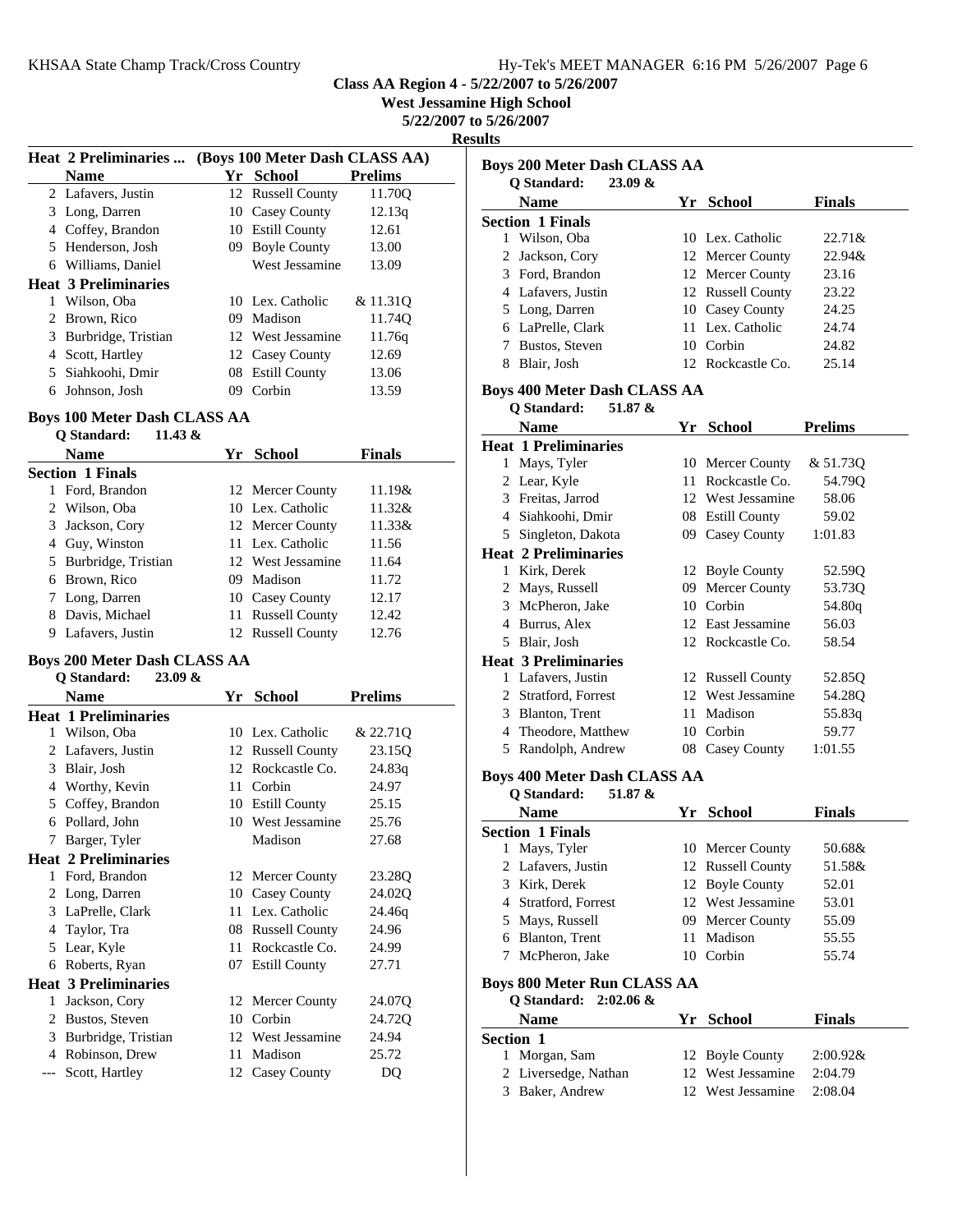## Class AA Region 4 - 5/22/2007 to 5/26/2007

**West Jessamine High School**

**5/22/2007 to 5/26/2007**

**Results**

### Heat 2 Preliminaries ... (Boys 100 Meter Dash CLASS AA)

| | Name | Yr | School | Prelims |
|---|---|---|---|---|
| 2 | Lafavers, Justin | 12 | Russell County | 11.70Q |
| 3 | Long, Darren | 10 | Casey County | 12.13q |
| 4 | Coffey, Brandon | 10 | Estill County | 12.61 |
| 5 | Henderson, Josh | 09 | Boyle County | 13.00 |
| 6 | Williams, Daniel | | West Jessamine | 13.09 |
| **Heat 3 Preliminaries** | | | | |
| 1 | Wilson, Oba | 10 | Lex. Catholic | & 11.31Q |
| 2 | Brown, Rico | 09 | Madison | 11.74Q |
| 3 | Burbridge, Tristian | 12 | West Jessamine | 11.76q |
| 4 | Scott, Hartley | 12 | Casey County | 12.69 |
| 5 | Siahkoohi, Dmir | 08 | Estill County | 13.06 |
| 6 | Johnson, Josh | 09 | Corbin | 13.59 |

### Boys 100 Meter Dash CLASS AA

Q Standard: 11.43 &

| | Name | Yr | School | Finals |
|---|---|---|---|---|
| **Section 1 Finals** | | | | |
| 1 | Ford, Brandon | 12 | Mercer County | 11.19& |
| 2 | Wilson, Oba | 10 | Lex. Catholic | 11.32& |
| 3 | Jackson, Cory | 12 | Mercer County | 11.33& |
| 4 | Guy, Winston | 11 | Lex. Catholic | 11.56 |
| 5 | Burbridge, Tristian | 12 | West Jessamine | 11.64 |
| 6 | Brown, Rico | 09 | Madison | 11.72 |
| 7 | Long, Darren | 10 | Casey County | 12.17 |
| 8 | Davis, Michael | 11 | Russell County | 12.42 |
| 9 | Lafavers, Justin | 12 | Russell County | 12.76 |

### Boys 200 Meter Dash CLASS AA

Q Standard: 23.09 &

| | Name | Yr | School | Prelims |
|---|---|---|---|---|
| **Heat 1 Preliminaries** | | | | |
| 1 | Wilson, Oba | 10 | Lex. Catholic | & 22.71Q |
| 2 | Lafavers, Justin | 12 | Russell County | 23.15Q |
| 3 | Blair, Josh | 12 | Rockcastle Co. | 24.83q |
| 4 | Worthy, Kevin | 11 | Corbin | 24.97 |
| 5 | Coffey, Brandon | 10 | Estill County | 25.15 |
| 6 | Pollard, John | 10 | West Jessamine | 25.76 |
| 7 | Barger, Tyler | | Madison | 27.68 |
| **Heat 2 Preliminaries** | | | | |
| 1 | Ford, Brandon | 12 | Mercer County | 23.28Q |
| 2 | Long, Darren | 10 | Casey County | 24.02Q |
| 3 | LaPrelle, Clark | 11 | Lex. Catholic | 24.46q |
| 4 | Taylor, Tra | 08 | Russell County | 24.96 |
| 5 | Lear, Kyle | 11 | Rockcastle Co. | 24.99 |
| 6 | Roberts, Ryan | 07 | Estill County | 27.71 |
| **Heat 3 Preliminaries** | | | | |
| 1 | Jackson, Cory | 12 | Mercer County | 24.07Q |
| 2 | Bustos, Steven | 10 | Corbin | 24.72Q |
| 3 | Burbridge, Tristian | 12 | West Jessamine | 24.94 |
| 4 | Robinson, Drew | 11 | Madison | 25.72 |
| --- | Scott, Hartley | 12 | Casey County | DQ |

### Boys 200 Meter Dash CLASS AA

Q Standard: 23.09 &

| | Name | Yr | School | Finals |
|---|---|---|---|---|
| **Section 1 Finals** | | | | |
| 1 | Wilson, Oba | 10 | Lex. Catholic | 22.71& |
| 2 | Jackson, Cory | 12 | Mercer County | 22.94& |
| 3 | Ford, Brandon | 12 | Mercer County | 23.16 |
| 4 | Lafavers, Justin | 12 | Russell County | 23.22 |
| 5 | Long, Darren | 10 | Casey County | 24.25 |
| 6 | LaPrelle, Clark | 11 | Lex. Catholic | 24.74 |
| 7 | Bustos, Steven | 10 | Corbin | 24.82 |
| 8 | Blair, Josh | 12 | Rockcastle Co. | 25.14 |

### Boys 400 Meter Dash CLASS AA

Q Standard: 51.87 &

| | Name | Yr | School | Prelims |
|---|---|---|---|---|
| **Heat 1 Preliminaries** | | | | |
| 1 | Mays, Tyler | 10 | Mercer County | & 51.73Q |
| 2 | Lear, Kyle | 11 | Rockcastle Co. | 54.79Q |
| 3 | Freitas, Jarrod | 12 | West Jessamine | 58.06 |
| 4 | Siahkoohi, Dmir | 08 | Estill County | 59.02 |
| 5 | Singleton, Dakota | 09 | Casey County | 1:01.83 |
| **Heat 2 Preliminaries** | | | | |
| 1 | Kirk, Derek | 12 | Boyle County | 52.59Q |
| 2 | Mays, Russell | 09 | Mercer County | 53.73Q |
| 3 | McPheron, Jake | 10 | Corbin | 54.80q |
| 4 | Burrus, Alex | 12 | East Jessamine | 56.03 |
| 5 | Blair, Josh | 12 | Rockcastle Co. | 58.54 |
| **Heat 3 Preliminaries** | | | | |
| 1 | Lafavers, Justin | 12 | Russell County | 52.85Q |
| 2 | Stratford, Forrest | 12 | West Jessamine | 54.28Q |
| 3 | Blanton, Trent | 11 | Madison | 55.83q |
| 4 | Theodore, Matthew | 10 | Corbin | 59.77 |
| 5 | Randolph, Andrew | 08 | Casey County | 1:01.55 |

### Boys 400 Meter Dash CLASS AA

Q Standard: 51.87 &

| | Name | Yr | School | Finals |
|---|---|---|---|---|
| **Section 1 Finals** | | | | |
| 1 | Mays, Tyler | 10 | Mercer County | 50.68& |
| 2 | Lafavers, Justin | 12 | Russell County | 51.58& |
| 3 | Kirk, Derek | 12 | Boyle County | 52.01 |
| 4 | Stratford, Forrest | 12 | West Jessamine | 53.01 |
| 5 | Mays, Russell | 09 | Mercer County | 55.09 |
| 6 | Blanton, Trent | 11 | Madison | 55.55 |
| 7 | McPheron, Jake | 10 | Corbin | 55.74 |

### Boys 800 Meter Run CLASS AA

Q Standard: 2:02.06 &

| | Name | Yr | School | Finals |
|---|---|---|---|---|
| **Section 1** | | | | |
| 1 | Morgan, Sam | 12 | Boyle County | 2:00.92& |
| 2 | Liversedge, Nathan | 12 | West Jessamine | 2:04.79 |
| 3 | Baker, Andrew | 12 | West Jessamine | 2:08.04 |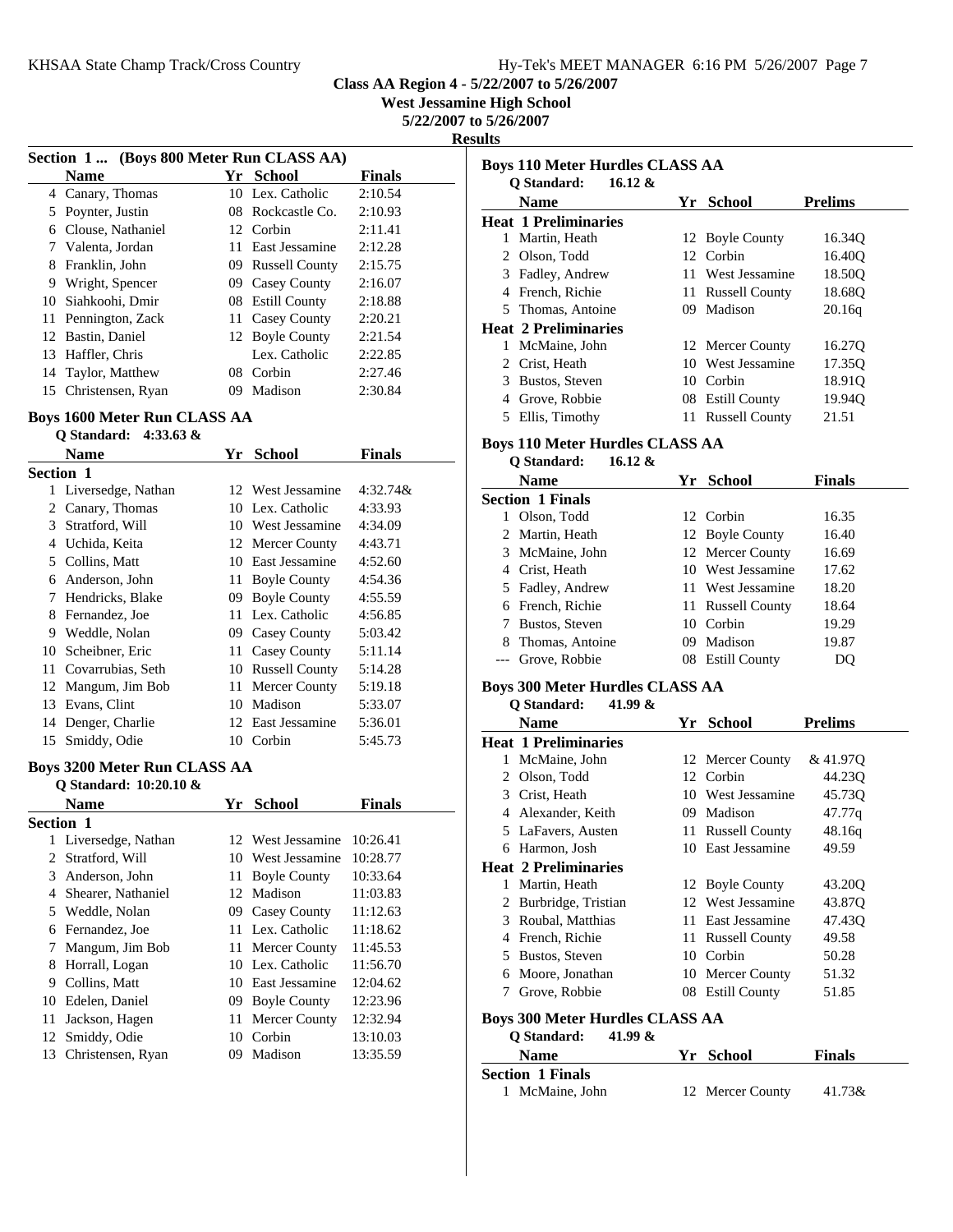**Class AA Region 4 - 5/22/2007 to 5/26/2007**
**West Jessamine High School**
**5/22/2007 to 5/26/2007**
**Results**

### Section 1 ... (Boys 800 Meter Run CLASS AA)

| | Name | Yr | School | Finals |
|---|---|---|---|---|
| 4 | Canary, Thomas | 10 | Lex. Catholic | 2:10.54 |
| 5 | Poynter, Justin | 08 | Rockcastle Co. | 2:10.93 |
| 6 | Clouse, Nathaniel | 12 | Corbin | 2:11.41 |
| 7 | Valenta, Jordan | 11 | East Jessamine | 2:12.28 |
| 8 | Franklin, John | 09 | Russell County | 2:15.75 |
| 9 | Wright, Spencer | 09 | Casey County | 2:16.07 |
| 10 | Siahkoohi, Dmir | 08 | Estill County | 2:18.88 |
| 11 | Pennington, Zack | 11 | Casey County | 2:20.21 |
| 12 | Bastin, Daniel | 12 | Boyle County | 2:21.54 |
| 13 | Haffler, Chris | | Lex. Catholic | 2:22.85 |
| 14 | Taylor, Matthew | 08 | Corbin | 2:27.46 |
| 15 | Christensen, Ryan | 09 | Madison | 2:30.84 |

### Boys 1600 Meter Run CLASS AA

Q Standard: 4:33.63 &

| | Name | Yr | School | Finals |
|---|---|---|---|---|
| **Section 1** | | | | |
| 1 | Liversedge, Nathan | 12 | West Jessamine | 4:32.74& |
| 2 | Canary, Thomas | 10 | Lex. Catholic | 4:33.93 |
| 3 | Stratford, Will | 10 | West Jessamine | 4:34.09 |
| 4 | Uchida, Keita | 12 | Mercer County | 4:43.71 |
| 5 | Collins, Matt | 10 | East Jessamine | 4:52.60 |
| 6 | Anderson, John | 11 | Boyle County | 4:54.36 |
| 7 | Hendricks, Blake | 09 | Boyle County | 4:55.59 |
| 8 | Fernandez, Joe | 11 | Lex. Catholic | 4:56.85 |
| 9 | Weddle, Nolan | 09 | Casey County | 5:03.42 |
| 10 | Scheibner, Eric | 11 | Casey County | 5:11.14 |
| 11 | Covarrubias, Seth | 10 | Russell County | 5:14.28 |
| 12 | Mangum, Jim Bob | 11 | Mercer County | 5:19.18 |
| 13 | Evans, Clint | 10 | Madison | 5:33.07 |
| 14 | Denger, Charlie | 12 | East Jessamine | 5:36.01 |
| 15 | Smiddy, Odie | 10 | Corbin | 5:45.73 |

### Boys 3200 Meter Run CLASS AA

Q Standard: 10:20.10 &

| | Name | Yr | School | Finals |
|---|---|---|---|---|
| **Section 1** | | | | |
| 1 | Liversedge, Nathan | 12 | West Jessamine | 10:26.41 |
| 2 | Stratford, Will | 10 | West Jessamine | 10:28.77 |
| 3 | Anderson, John | 11 | Boyle County | 10:33.64 |
| 4 | Shearer, Nathaniel | 12 | Madison | 11:03.83 |
| 5 | Weddle, Nolan | 09 | Casey County | 11:12.63 |
| 6 | Fernandez, Joe | 11 | Lex. Catholic | 11:18.62 |
| 7 | Mangum, Jim Bob | 11 | Mercer County | 11:45.53 |
| 8 | Horrall, Logan | 10 | Lex. Catholic | 11:56.70 |
| 9 | Collins, Matt | 10 | East Jessamine | 12:04.62 |
| 10 | Edelen, Daniel | 09 | Boyle County | 12:23.96 |
| 11 | Jackson, Hagen | 11 | Mercer County | 12:32.94 |
| 12 | Smiddy, Odie | 10 | Corbin | 13:10.03 |
| 13 | Christensen, Ryan | 09 | Madison | 13:35.59 |

### Boys 110 Meter Hurdles CLASS AA

Q Standard: 16.12 &

| | Name | Yr | School | Prelims |
|---|---|---|---|---|
| **Heat 1 Preliminaries** | | | | |
| 1 | Martin, Heath | 12 | Boyle County | 16.34Q |
| 2 | Olson, Todd | 12 | Corbin | 16.40Q |
| 3 | Fadley, Andrew | 11 | West Jessamine | 18.50Q |
| 4 | French, Richie | 11 | Russell County | 18.68Q |
| 5 | Thomas, Antoine | 09 | Madison | 20.16q |
| **Heat 2 Preliminaries** | | | | |
| 1 | McMaine, John | 12 | Mercer County | 16.27Q |
| 2 | Crist, Heath | 10 | West Jessamine | 17.35Q |
| 3 | Bustos, Steven | 10 | Corbin | 18.91Q |
| 4 | Grove, Robbie | 08 | Estill County | 19.94Q |
| 5 | Ellis, Timothy | 11 | Russell County | 21.51 |

### Boys 110 Meter Hurdles CLASS AA

Q Standard: 16.12 &

| | Name | Yr | School | Finals |
|---|---|---|---|---|
| **Section 1 Finals** | | | | |
| 1 | Olson, Todd | 12 | Corbin | 16.35 |
| 2 | Martin, Heath | 12 | Boyle County | 16.40 |
| 3 | McMaine, John | 12 | Mercer County | 16.69 |
| 4 | Crist, Heath | 10 | West Jessamine | 17.62 |
| 5 | Fadley, Andrew | 11 | West Jessamine | 18.20 |
| 6 | French, Richie | 11 | Russell County | 18.64 |
| 7 | Bustos, Steven | 10 | Corbin | 19.29 |
| 8 | Thomas, Antoine | 09 | Madison | 19.87 |
| --- | Grove, Robbie | 08 | Estill County | DQ |

### Boys 300 Meter Hurdles CLASS AA

Q Standard: 41.99 &

| | Name | Yr | School | Prelims |
|---|---|---|---|---|
| **Heat 1 Preliminaries** | | | | |
| 1 | McMaine, John | 12 | Mercer County | & 41.97Q |
| 2 | Olson, Todd | 12 | Corbin | 44.23Q |
| 3 | Crist, Heath | 10 | West Jessamine | 45.73Q |
| 4 | Alexander, Keith | 09 | Madison | 47.77q |
| 5 | LaFavers, Austen | 11 | Russell County | 48.16q |
| 6 | Harmon, Josh | 10 | East Jessamine | 49.59 |
| **Heat 2 Preliminaries** | | | | |
| 1 | Martin, Heath | 12 | Boyle County | 43.20Q |
| 2 | Burbridge, Tristian | 12 | West Jessamine | 43.87Q |
| 3 | Roubal, Matthias | 11 | East Jessamine | 47.43Q |
| 4 | French, Richie | 11 | Russell County | 49.58 |
| 5 | Bustos, Steven | 10 | Corbin | 50.28 |
| 6 | Moore, Jonathan | 10 | Mercer County | 51.32 |
| 7 | Grove, Robbie | 08 | Estill County | 51.85 |

### Boys 300 Meter Hurdles CLASS AA

Q Standard: 41.99 &

| | Name | Yr | School | Finals |
|---|---|---|---|---|
| **Section 1 Finals** | | | | |
| 1 | McMaine, John | 12 | Mercer County | 41.73& |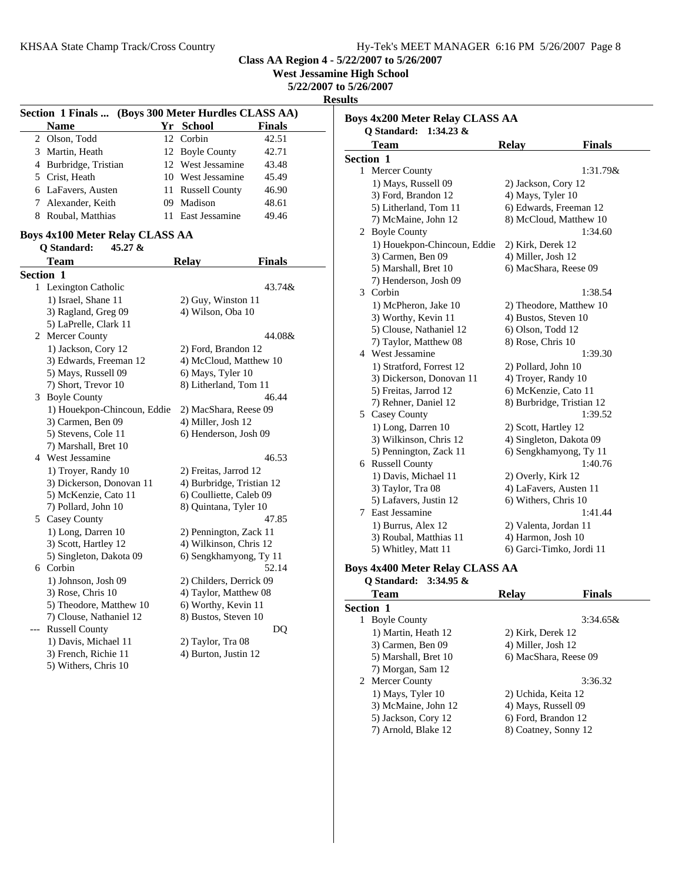**Class AA Region 4 - 5/22/2007 to 5/26/2007**

**West Jessamine High School**

**5/22/2007 to 5/26/2007**

**Results**

### Section 1 Finals ... (Boys 300 Meter Hurdles CLASS AA)

| | Name | Yr | School | Finals |
|---|---|---|---|---|
| 2 | Olson, Todd | 12 | Corbin | 42.51 |
| 3 | Martin, Heath | 12 | Boyle County | 42.71 |
| 4 | Burbridge, Tristian | 12 | West Jessamine | 43.48 |
| 5 | Crist, Heath | 10 | West Jessamine | 45.49 |
| 6 | LaFavers, Austen | 11 | Russell County | 46.90 |
| 7 | Alexander, Keith | 09 | Madison | 48.61 |
| 8 | Roubal, Matthias | 11 | East Jessamine | 49.46 |

### Boys 4x100 Meter Relay CLASS AA

Q Standard: 45.27 &

| | Team | Relay | Finals |
|---|---|---|---|
| **Section 1** | | | |
| 1 | Lexington Catholic | | 43.74& |
| | 1) Israel, Shane 11 | 2) Guy, Winston 11 | |
| | 3) Ragland, Greg 09 | 4) Wilson, Oba 10 | |
| | 5) LaPrelle, Clark 11 | | |
| 2 | Mercer County | | 44.08& |
| | 1) Jackson, Cory 12 | 2) Ford, Brandon 12 | |
| | 3) Edwards, Freeman 12 | 4) McCloud, Matthew 10 | |
| | 5) Mays, Russell 09 | 6) Mays, Tyler 10 | |
| | 7) Short, Trevor 10 | 8) Litherland, Tom 11 | |
| 3 | Boyle County | | 46.44 |
| | 1) Houekpon-Chincoun, Eddie | 2) MacShara, Reese 09 | |
| | 3) Carmen, Ben 09 | 4) Miller, Josh 12 | |
| | 5) Stevens, Cole 11 | 6) Henderson, Josh 09 | |
| | 7) Marshall, Bret 10 | | |
| 4 | West Jessamine | | 46.53 |
| | 1) Troyer, Randy 10 | 2) Freitas, Jarrod 12 | |
| | 3) Dickerson, Donovan 11 | 4) Burbridge, Tristian 12 | |
| | 5) McKenzie, Cato 11 | 6) Coulliette, Caleb 09 | |
| | 7) Pollard, John 10 | 8) Quintana, Tyler 10 | |
| 5 | Casey County | | 47.85 |
| | 1) Long, Darren 10 | 2) Pennington, Zack 11 | |
| | 3) Scott, Hartley 12 | 4) Wilkinson, Chris 12 | |
| | 5) Singleton, Dakota 09 | 6) Sengkhamyong, Ty 11 | |
| 6 | Corbin | | 52.14 |
| | 1) Johnson, Josh 09 | 2) Childers, Derrick 09 | |
| | 3) Rose, Chris 10 | 4) Taylor, Matthew 08 | |
| | 5) Theodore, Matthew 10 | 6) Worthy, Kevin 11 | |
| | 7) Clouse, Nathaniel 12 | 8) Bustos, Steven 10 | |
| --- | Russell County | | DQ |
| | 1) Davis, Michael 11 | 2) Taylor, Tra 08 | |
| | 3) French, Richie 11 | 4) Burton, Justin 12 | |
| | 5) Withers, Chris 10 | | |

### Boys 4x200 Meter Relay CLASS AA

Q Standard: 1:34.23 &

| | Team | Relay | Finals |
|---|---|---|---|
| **Section 1** | | | |
| 1 | Mercer County | | 1:31.79& |
| | 1) Mays, Russell 09 | 2) Jackson, Cory 12 | |
| | 3) Ford, Brandon 12 | 4) Mays, Tyler 10 | |
| | 5) Litherland, Tom 11 | 6) Edwards, Freeman 12 | |
| | 7) McMaine, John 12 | 8) McCloud, Matthew 10 | |
| 2 | Boyle County | | 1:34.60 |
| | 1) Houekpon-Chincoun, Eddie | 2) Kirk, Derek 12 | |
| | 3) Carmen, Ben 09 | 4) Miller, Josh 12 | |
| | 5) Marshall, Bret 10 | 6) MacShara, Reese 09 | |
| | 7) Henderson, Josh 09 | | |
| 3 | Corbin | | 1:38.54 |
| | 1) McPheron, Jake 10 | 2) Theodore, Matthew 10 | |
| | 3) Worthy, Kevin 11 | 4) Bustos, Steven 10 | |
| | 5) Clouse, Nathaniel 12 | 6) Olson, Todd 12 | |
| | 7) Taylor, Matthew 08 | 8) Rose, Chris 10 | |
| 4 | West Jessamine | | 1:39.30 |
| | 1) Stratford, Forrest 12 | 2) Pollard, John 10 | |
| | 3) Dickerson, Donovan 11 | 4) Troyer, Randy 10 | |
| | 5) Freitas, Jarrod 12 | 6) McKenzie, Cato 11 | |
| | 7) Rehner, Daniel 12 | 8) Burbridge, Tristian 12 | |
| 5 | Casey County | | 1:39.52 |
| | 1) Long, Darren 10 | 2) Scott, Hartley 12 | |
| | 3) Wilkinson, Chris 12 | 4) Singleton, Dakota 09 | |
| | 5) Pennington, Zack 11 | 6) Sengkhamyong, Ty 11 | |
| 6 | Russell County | | 1:40.76 |
| | 1) Davis, Michael 11 | 2) Overly, Kirk 12 | |
| | 3) Taylor, Tra 08 | 4) LaFavers, Austen 11 | |
| | 5) Lafavers, Justin 12 | 6) Withers, Chris 10 | |
| 7 | East Jessamine | | 1:41.44 |
| | 1) Burrus, Alex 12 | 2) Valenta, Jordan 11 | |
| | 3) Roubal, Matthias 11 | 4) Harmon, Josh 10 | |
| | 5) Whitley, Matt 11 | 6) Garci-Timko, Jordi 11 | |

### Boys 4x400 Meter Relay CLASS AA

Q Standard: 3:34.95 &

| | Team | Relay | Finals |
|---|---|---|---|
| **Section 1** | | | |
| 1 | Boyle County | | 3:34.65& |
| | 1) Martin, Heath 12 | 2) Kirk, Derek 12 | |
| | 3) Carmen, Ben 09 | 4) Miller, Josh 12 | |
| | 5) Marshall, Bret 10 | 6) MacShara, Reese 09 | |
| | 7) Morgan, Sam 12 | | |
| 2 | Mercer County | | 3:36.32 |
| | 1) Mays, Tyler 10 | 2) Uchida, Keita 12 | |
| | 3) McMaine, John 12 | 4) Mays, Russell 09 | |
| | 5) Jackson, Cory 12 | 6) Ford, Brandon 12 | |
| | 7) Arnold, Blake 12 | 8) Coatney, Sonny 12 | |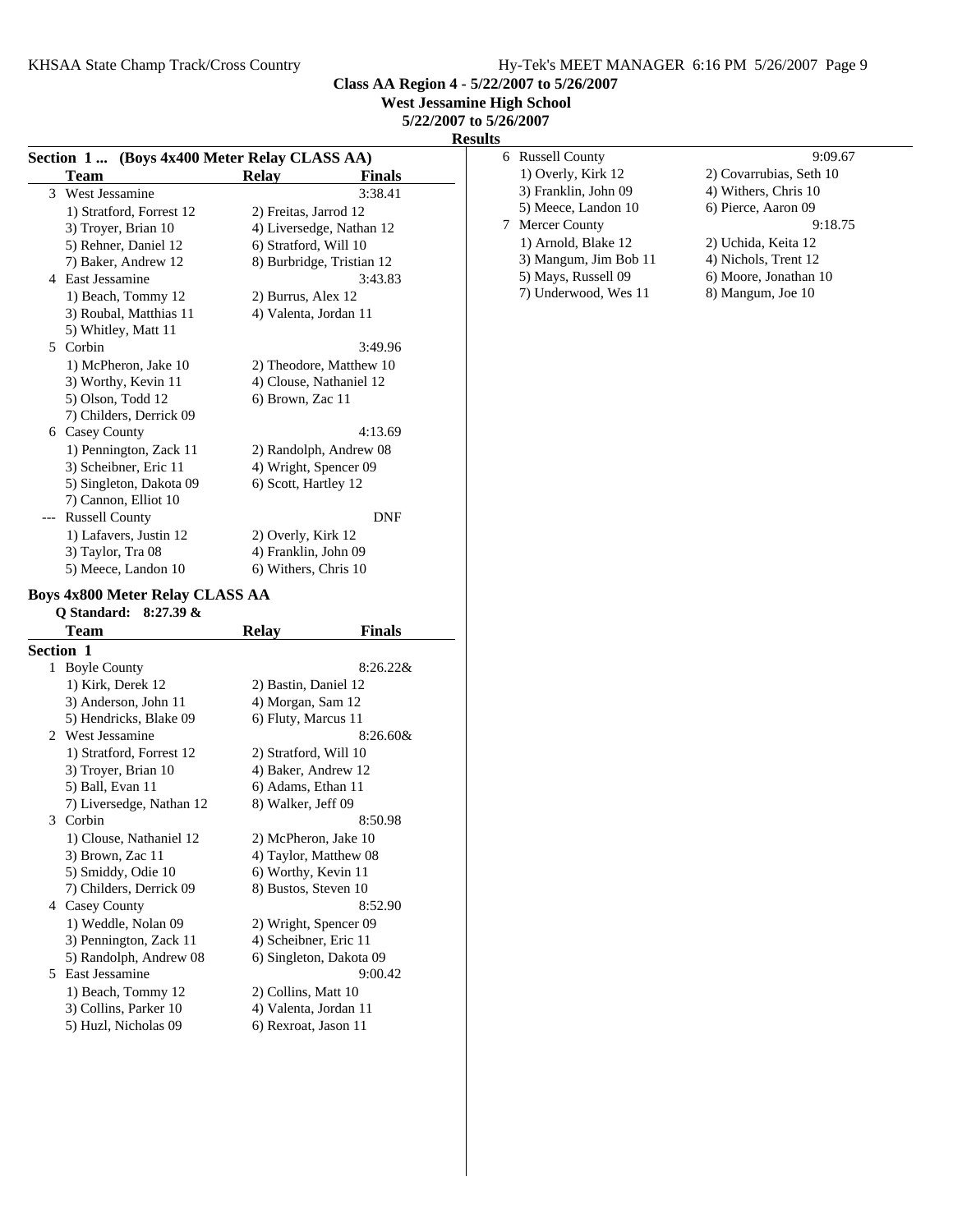**Class AA Region 4 - 5/22/2007 to 5/26/2007**
**West Jessamine High School**
**5/22/2007 to 5/26/2007**
**Results**

### Section 1 ... (Boys 4x400 Meter Relay CLASS AA)

| | Team | Relay | Finals |
|---|---|---|---|
| 3 | West Jessamine | | 3:38.41 |
| | 1) Stratford, Forrest 12 | 2) Freitas, Jarrod 12 | |
| | 3) Troyer, Brian 10 | 4) Liversedge, Nathan 12 | |
| | 5) Rehner, Daniel 12 | 6) Stratford, Will 10 | |
| | 7) Baker, Andrew 12 | 8) Burbridge, Tristian 12 | |
| 4 | East Jessamine | | 3:43.83 |
| | 1) Beach, Tommy 12 | 2) Burrus, Alex 12 | |
| | 3) Roubal, Matthias 11 | 4) Valenta, Jordan 11 | |
| | 5) Whitley, Matt 11 | | |
| 5 | Corbin | | 3:49.96 |
| | 1) McPheron, Jake 10 | 2) Theodore, Matthew 10 | |
| | 3) Worthy, Kevin 11 | 4) Clouse, Nathaniel 12 | |
| | 5) Olson, Todd 12 | 6) Brown, Zac 11 | |
| | 7) Childers, Derrick 09 | | |
| 6 | Casey County | | 4:13.69 |
| | 1) Pennington, Zack 11 | 2) Randolph, Andrew 08 | |
| | 3) Scheibner, Eric 11 | 4) Wright, Spencer 09 | |
| | 5) Singleton, Dakota 09 | 6) Scott, Hartley 12 | |
| | 7) Cannon, Elliot 10 | | |
| --- | Russell County | | DNF |
| | 1) Lafavers, Justin 12 | 2) Overly, Kirk 12 | |
| | 3) Taylor, Tra 08 | 4) Franklin, John 09 | |
| | 5) Meece, Landon 10 | 6) Withers, Chris 10 | |

### Boys 4x800 Meter Relay CLASS AA

**Q Standard: 8:27.39 &**

**Section 1**

| | Team | Relay | Finals |
|---|---|---|---|
| 1 | Boyle County | | 8:26.22& |
| | 1) Kirk, Derek 12 | 2) Bastin, Daniel 12 | |
| | 3) Anderson, John 11 | 4) Morgan, Sam 12 | |
| | 5) Hendricks, Blake 09 | 6) Fluty, Marcus 11 | |
| 2 | West Jessamine | | 8:26.60& |
| | 1) Stratford, Forrest 12 | 2) Stratford, Will 10 | |
| | 3) Troyer, Brian 10 | 4) Baker, Andrew 12 | |
| | 5) Ball, Evan 11 | 6) Adams, Ethan 11 | |
| | 7) Liversedge, Nathan 12 | 8) Walker, Jeff 09 | |
| 3 | Corbin | | 8:50.98 |
| | 1) Clouse, Nathaniel 12 | 2) McPheron, Jake 10 | |
| | 3) Brown, Zac 11 | 4) Taylor, Matthew 08 | |
| | 5) Smiddy, Odie 10 | 6) Worthy, Kevin 11 | |
| | 7) Childers, Derrick 09 | 8) Bustos, Steven 10 | |
| 4 | Casey County | | 8:52.90 |
| | 1) Weddle, Nolan 09 | 2) Wright, Spencer 09 | |
| | 3) Pennington, Zack 11 | 4) Scheibner, Eric 11 | |
| | 5) Randolph, Andrew 08 | 6) Singleton, Dakota 09 | |
| 5 | East Jessamine | | 9:00.42 |
| | 1) Beach, Tommy 12 | 2) Collins, Matt 10 | |
| | 3) Collins, Parker 10 | 4) Valenta, Jordan 11 | |
| | 5) Huzl, Nicholas 09 | 6) Rexroat, Jason 11 | |
| 6 | Russell County | | 9:09.67 |
| | 1) Overly, Kirk 12 | 2) Covarrubias, Seth 10 | |
| | 3) Franklin, John 09 | 4) Withers, Chris 10 | |
| | 5) Meece, Landon 10 | 6) Pierce, Aaron 09 | |
| 7 | Mercer County | | 9:18.75 |
| | 1) Arnold, Blake 12 | 2) Uchida, Keita 12 | |
| | 3) Mangum, Jim Bob 11 | 4) Nichols, Trent 12 | |
| | 5) Mays, Russell 09 | 6) Moore, Jonathan 10 | |
| | 7) Underwood, Wes 11 | 8) Mangum, Joe 10 | |